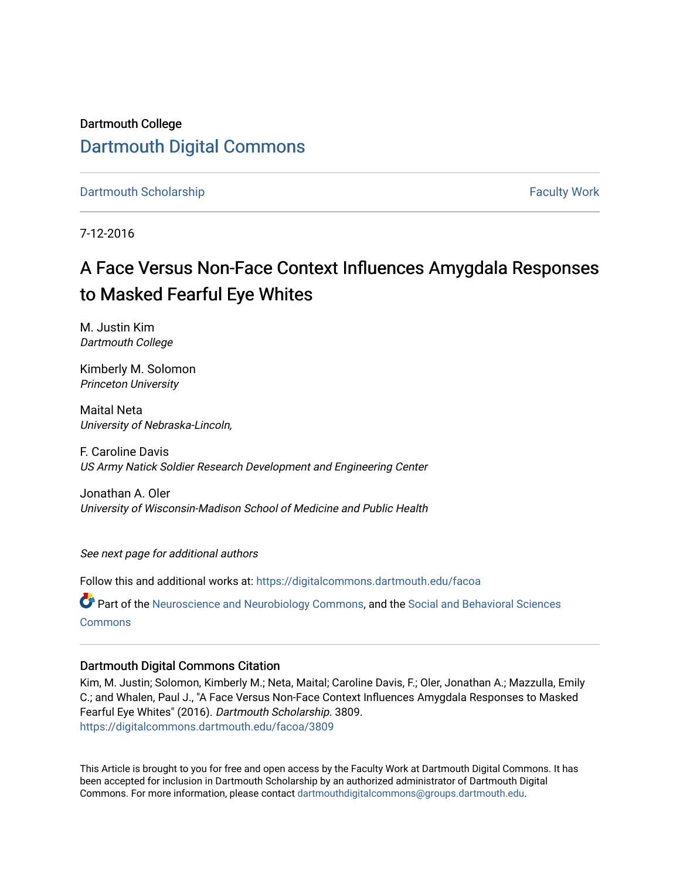Dartmouth College

# Dartmouth Digital Commons

Dartmouth Scholarship | Faculty Work

7-12-2016

## A Face Versus Non-Face Context Influences Amygdala Responses to Masked Fearful Eye Whites

M. Justin Kim
*Dartmouth College*

Kimberly M. Solomon
*Princeton University*

Maital Neta
*University of Nebraska-Lincoln,*

F. Caroline Davis
*US Army Natick Soldier Research Development and Engineering Center*

Jonathan A. Oler
*University of Wisconsin-Madison School of Medicine and Public Health*

*See next page for additional authors*

Follow this and additional works at: https://digitalcommons.dartmouth.edu/facoa

Part of the Neuroscience and Neurobiology Commons, and the Social and Behavioral Sciences Commons

### Dartmouth Digital Commons Citation

Kim, M. Justin; Solomon, Kimberly M.; Neta, Maital; Caroline Davis, F.; Oler, Jonathan A.; Mazzulla, Emily C.; and Whalen, Paul J., "A Face Versus Non-Face Context Influences Amygdala Responses to Masked Fearful Eye Whites" (2016). *Dartmouth Scholarship*. 3809.
https://digitalcommons.dartmouth.edu/facoa/3809

This Article is brought to you for free and open access by the Faculty Work at Dartmouth Digital Commons. It has been accepted for inclusion in Dartmouth Scholarship by an authorized administrator of Dartmouth Digital Commons. For more information, please contact dartmouthdigitalcommons@groups.dartmouth.edu.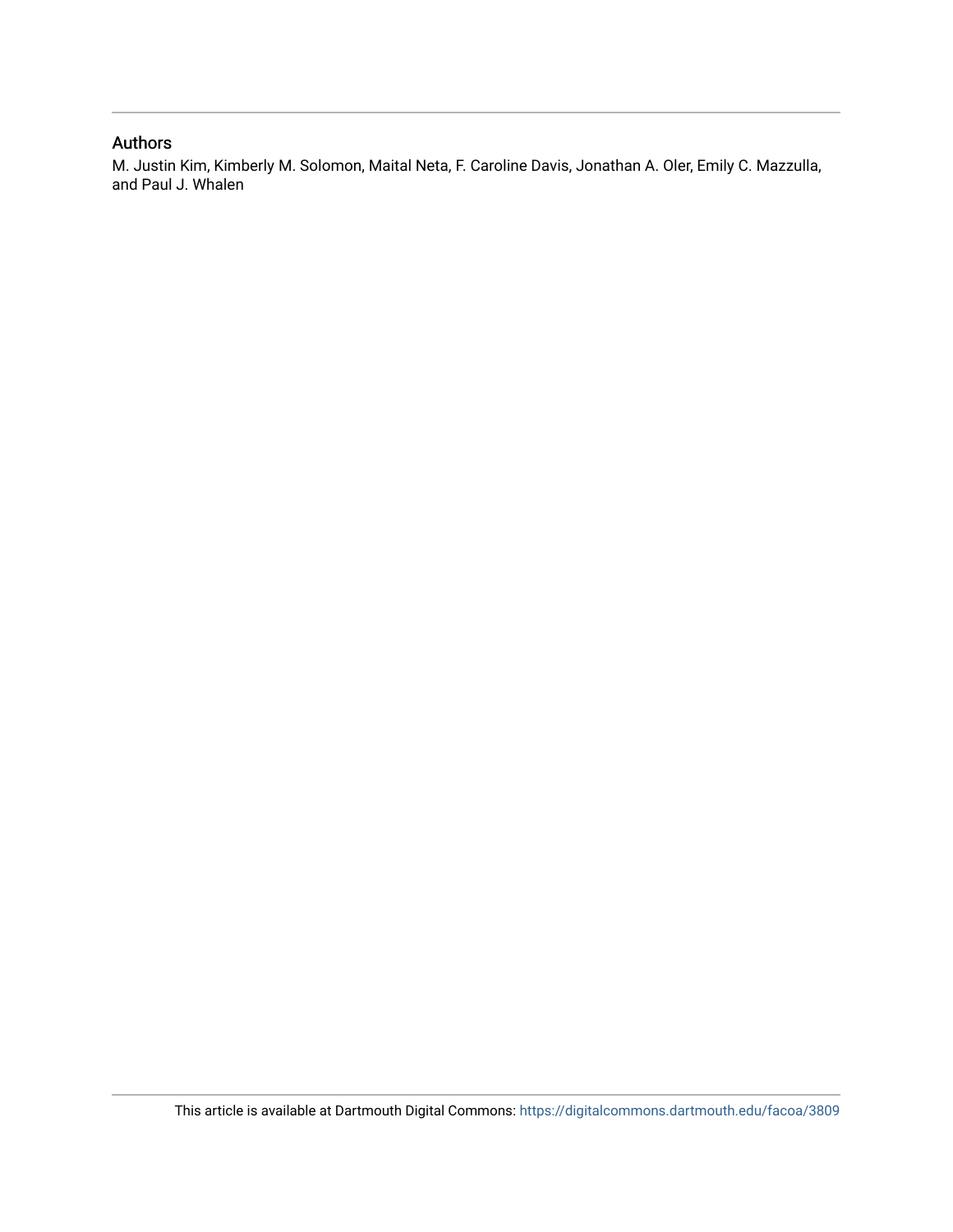## Authors

M. Justin Kim, Kimberly M. Solomon, Maital Neta, F. Caroline Davis, Jonathan A. Oler, Emily C. Mazzulla, and Paul J. Whalen

This article is available at Dartmouth Digital Commons: https://digitalcommons.dartmouth.edu/facoa/3809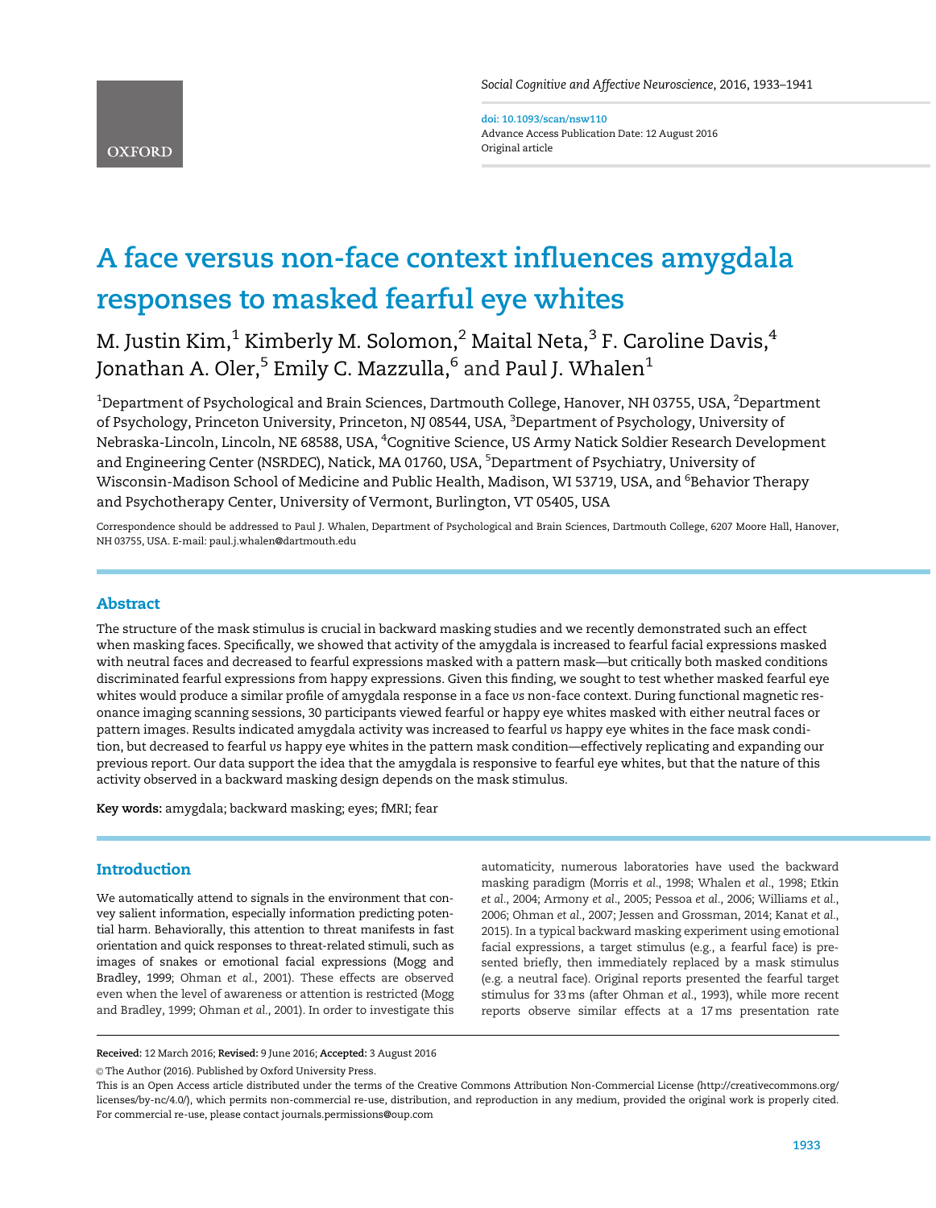# A face versus non-face context influences amygdala responses to masked fearful eye whites

M. Justin Kim,[1] Kimberly M. Solomon,[2] Maital Neta,[3] F. Caroline Davis,[4] Jonathan A. Oler,[5] Emily C. Mazzulla,[6] and Paul J. Whalen[1]

[1]Department of Psychological and Brain Sciences, Dartmouth College, Hanover, NH 03755, USA, [2]Department of Psychology, Princeton University, Princeton, NJ 08544, USA, [3]Department of Psychology, University of Nebraska-Lincoln, Lincoln, NE 68588, USA, [4]Cognitive Science, US Army Natick Soldier Research Development and Engineering Center (NSRDEC), Natick, MA 01760, USA, [5]Department of Psychiatry, University of Wisconsin-Madison School of Medicine and Public Health, Madison, WI 53719, USA, and [6]Behavior Therapy and Psychotherapy Center, University of Vermont, Burlington, VT 05405, USA

Correspondence should be addressed to Paul J. Whalen, Department of Psychological and Brain Sciences, Dartmouth College, 6207 Moore Hall, Hanover, NH 03755, USA. E-mail: paul.j.whalen@dartmouth.edu

## Abstract

The structure of the mask stimulus is crucial in backward masking studies and we recently demonstrated such an effect when masking faces. Specifically, we showed that activity of the amygdala is increased to fearful facial expressions masked with neutral faces and decreased to fearful expressions masked with a pattern mask—but critically both masked conditions discriminated fearful expressions from happy expressions. Given this finding, we sought to test whether masked fearful eye whites would produce a similar profile of amygdala response in a face *vs* non-face context. During functional magnetic resonance imaging scanning sessions, 30 participants viewed fearful or happy eye whites masked with either neutral faces or pattern images. Results indicated amygdala activity was increased to fearful *vs* happy eye whites in the face mask condition, but decreased to fearful *vs* happy eye whites in the pattern mask condition—effectively replicating and expanding our previous report. Our data support the idea that the amygdala is responsive to fearful eye whites, but that the nature of this activity observed in a backward masking design depends on the mask stimulus.

**Key words:** amygdala; backward masking; eyes; fMRI; fear

## Introduction

We automatically attend to signals in the environment that convey salient information, especially information predicting potential harm. Behaviorally, this attention to threat manifests in fast orientation and quick responses to threat-related stimuli, such as images of snakes or emotional facial expressions (Mogg and Bradley, 1999; Ohman *et al.*, 2001). These effects are observed even when the level of awareness or attention is restricted (Mogg and Bradley, 1999; Ohman *et al.*, 2001). In order to investigate this automaticity, numerous laboratories have used the backward masking paradigm (Morris *et al.*, 1998; Whalen *et al.*, 1998; Etkin *et al.*, 2004; Armony *et al.*, 2005; Pessoa *et al.*, 2006; Williams *et al.*, 2006; Ohman *et al.*, 2007; Jessen and Grossman, 2014; Kanat *et al.*, 2015). In a typical backward masking experiment using emotional facial expressions, a target stimulus (e.g., a fearful face) is presented briefly, then immediately replaced by a mask stimulus (e.g. a neutral face). Original reports presented the fearful target stimulus for 33 ms (after Ohman *et al.*, 1993), while more recent reports observe similar effects at a 17 ms presentation rate

**Received:** 12 March 2016; **Revised:** 9 June 2016; **Accepted:** 3 August 2016

© The Author (2016). Published by Oxford University Press.

This is an Open Access article distributed under the terms of the Creative Commons Attribution Non-Commercial License (http://creativecommons.org/licenses/by-nc/4.0/), which permits non-commercial re-use, distribution, and reproduction in any medium, provided the original work is properly cited. For commercial re-use, please contact journals.permissions@oup.com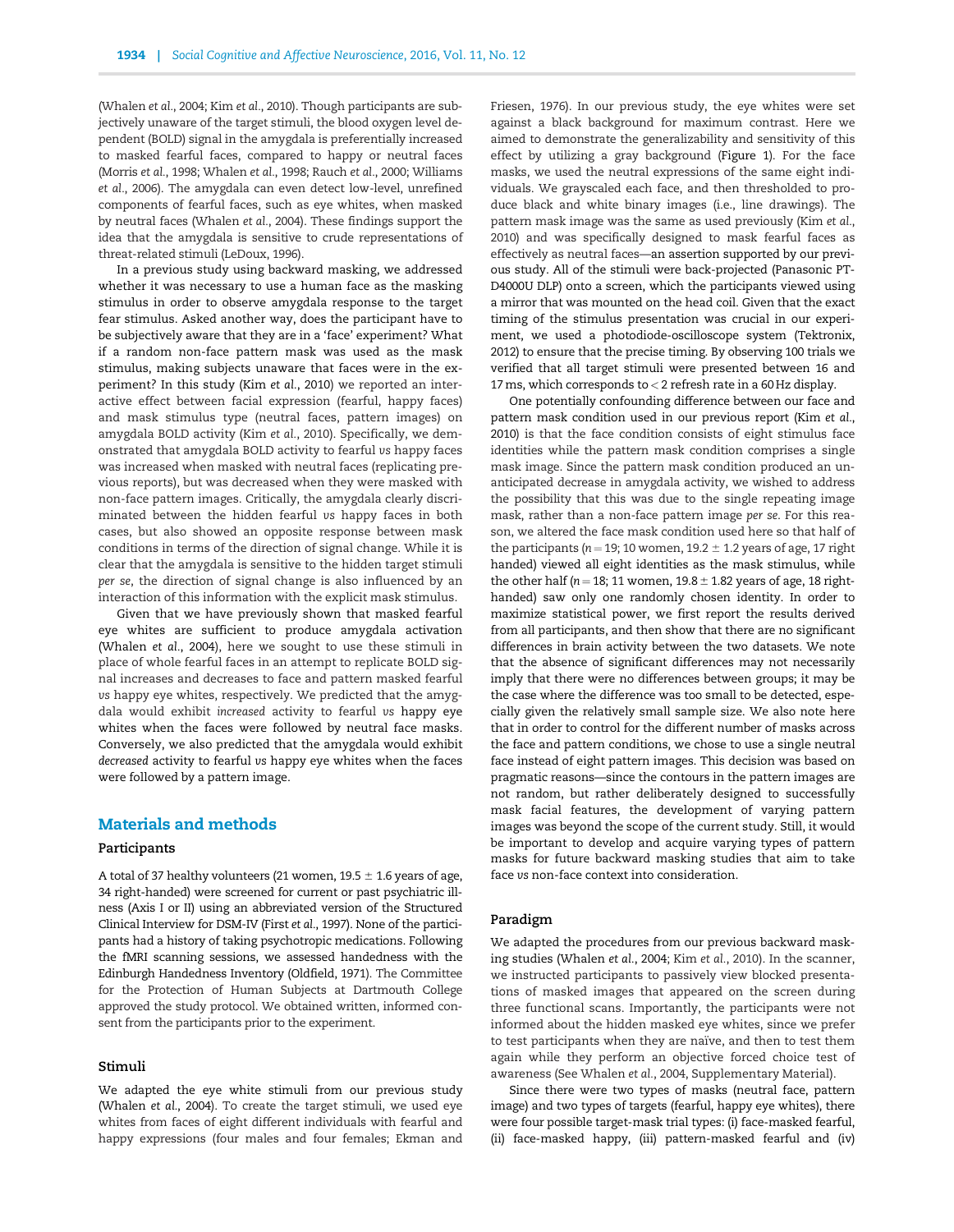(Whalen *et al.*, 2004; Kim *et al.*, 2010). Though participants are subjectively unaware of the target stimuli, the blood oxygen level dependent (BOLD) signal in the amygdala is preferentially increased to masked fearful faces, compared to happy or neutral faces (Morris *et al.*, 1998; Whalen *et al.*, 1998; Rauch *et al.*, 2000; Williams *et al.*, 2006). The amygdala can even detect low-level, unrefined components of fearful faces, such as eye whites, when masked by neutral faces (Whalen *et al.*, 2004). These findings support the idea that the amygdala is sensitive to crude representations of threat-related stimuli (LeDoux, 1996).

In a previous study using backward masking, we addressed whether it was necessary to use a human face as the masking stimulus in order to observe amygdala response to the target fear stimulus. Asked another way, does the participant have to be subjectively aware that they are in a 'face' experiment? What if a random non-face pattern mask was used as the mask stimulus, making subjects unaware that faces were in the experiment? In this study (Kim *et al.*, 2010) we reported an interactive effect between facial expression (fearful, happy faces) and mask stimulus type (neutral faces, pattern images) on amygdala BOLD activity (Kim *et al.*, 2010). Specifically, we demonstrated that amygdala BOLD activity to fearful *vs* happy faces was increased when masked with neutral faces (replicating previous reports), but was decreased when they were masked with non-face pattern images. Critically, the amygdala clearly discriminated between the hidden fearful *vs* happy faces in both cases, but also showed an opposite response between mask conditions in terms of the direction of signal change. While it is clear that the amygdala is sensitive to the hidden target stimuli *per se*, the direction of signal change is also influenced by an interaction of this information with the explicit mask stimulus.

Given that we have previously shown that masked fearful eye whites are sufficient to produce amygdala activation (Whalen *et al.*, 2004), here we sought to use these stimuli in place of whole fearful faces in an attempt to replicate BOLD signal increases and decreases to face and pattern masked fearful *vs* happy eye whites, respectively. We predicted that the amygdala would exhibit *increased* activity to fearful *vs* happy eye whites when the faces were followed by neutral face masks. Conversely, we also predicted that the amygdala would exhibit *decreased* activity to fearful *vs* happy eye whites when the faces were followed by a pattern image.

## Materials and methods

### Participants

A total of 37 healthy volunteers (21 women, $19.5 \pm 1.6$ years of age, 34 right-handed) were screened for current or past psychiatric illness (Axis I or II) using an abbreviated version of the Structured Clinical Interview for DSM-IV (First *et al.*, 1997). None of the participants had a history of taking psychotropic medications. Following the fMRI scanning sessions, we assessed handedness with the Edinburgh Handedness Inventory (Oldfield, 1971). The Committee for the Protection of Human Subjects at Dartmouth College approved the study protocol. We obtained written, informed consent from the participants prior to the experiment.

### Stimuli

We adapted the eye white stimuli from our previous study (Whalen *et al.*, 2004). To create the target stimuli, we used eye whites from faces of eight different individuals with fearful and happy expressions (four males and four females; Ekman and Friesen, 1976). In our previous study, the eye whites were set against a black background for maximum contrast. Here we aimed to demonstrate the generalizability and sensitivity of this effect by utilizing a gray background (Figure 1). For the face masks, we used the neutral expressions of the same eight individuals. We grayscaled each face, and then thresholded to produce black and white binary images (i.e., line drawings). The pattern mask image was the same as used previously (Kim *et al.*, 2010) and was specifically designed to mask fearful faces as effectively as neutral faces—an assertion supported by our previous study. All of the stimuli were back-projected (Panasonic PT-D4000U DLP) onto a screen, which the participants viewed using a mirror that was mounted on the head coil. Given that the exact timing of the stimulus presentation was crucial in our experiment, we used a photodiode-oscilloscope system (Tektronix, 2012) to ensure that the precise timing. By observing 100 trials we verified that all target stimuli were presented between 16 and 17 ms, which corresponds to $< 2$ refresh rate in a 60 Hz display.

One potentially confounding difference between our face and pattern mask condition used in our previous report (Kim *et al.*, 2010) is that the face condition consists of eight stimulus face identities while the pattern mask condition comprises a single mask image. Since the pattern mask condition produced an unanticipated decrease in amygdala activity, we wished to address the possibility that this was due to the single repeating image mask, rather than a non-face pattern image *per se*. For this reason, we altered the face mask condition used here so that half of the participants ($n = 19$; 10 women, $19.2 \pm 1.2$ years of age, 17 right handed) viewed all eight identities as the mask stimulus, while the other half ($n = 18$; 11 women, $19.8 \pm 1.82$ years of age, 18 right-handed) saw only one randomly chosen identity. In order to maximize statistical power, we first report the results derived from all participants, and then show that there are no significant differences in brain activity between the two datasets. We note that the absence of significant differences may not necessarily imply that there were no differences between groups; it may be the case where the difference was too small to be detected, especially given the relatively small sample size. We also note here that in order to control for the different number of masks across the face and pattern conditions, we chose to use a single neutral face instead of eight pattern images. This decision was based on pragmatic reasons—since the contours in the pattern images are not random, but rather deliberately designed to successfully mask facial features, the development of varying pattern images was beyond the scope of the current study. Still, it would be important to develop and acquire varying types of pattern masks for future backward masking studies that aim to take face *vs* non-face context into consideration.

### Paradigm

We adapted the procedures from our previous backward masking studies (Whalen *et al.*, 2004; Kim *et al.*, 2010). In the scanner, we instructed participants to passively view blocked presentations of masked images that appeared on the screen during three functional scans. Importantly, the participants were not informed about the hidden masked eye whites, since we prefer to test participants when they are naïve, and then to test them again while they perform an objective forced choice test of awareness (See Whalen *et al.*, 2004, Supplementary Material).

Since there were two types of masks (neutral face, pattern image) and two types of targets (fearful, happy eye whites), there were four possible target-mask trial types: (i) face-masked fearful, (ii) face-masked happy, (iii) pattern-masked fearful and (iv)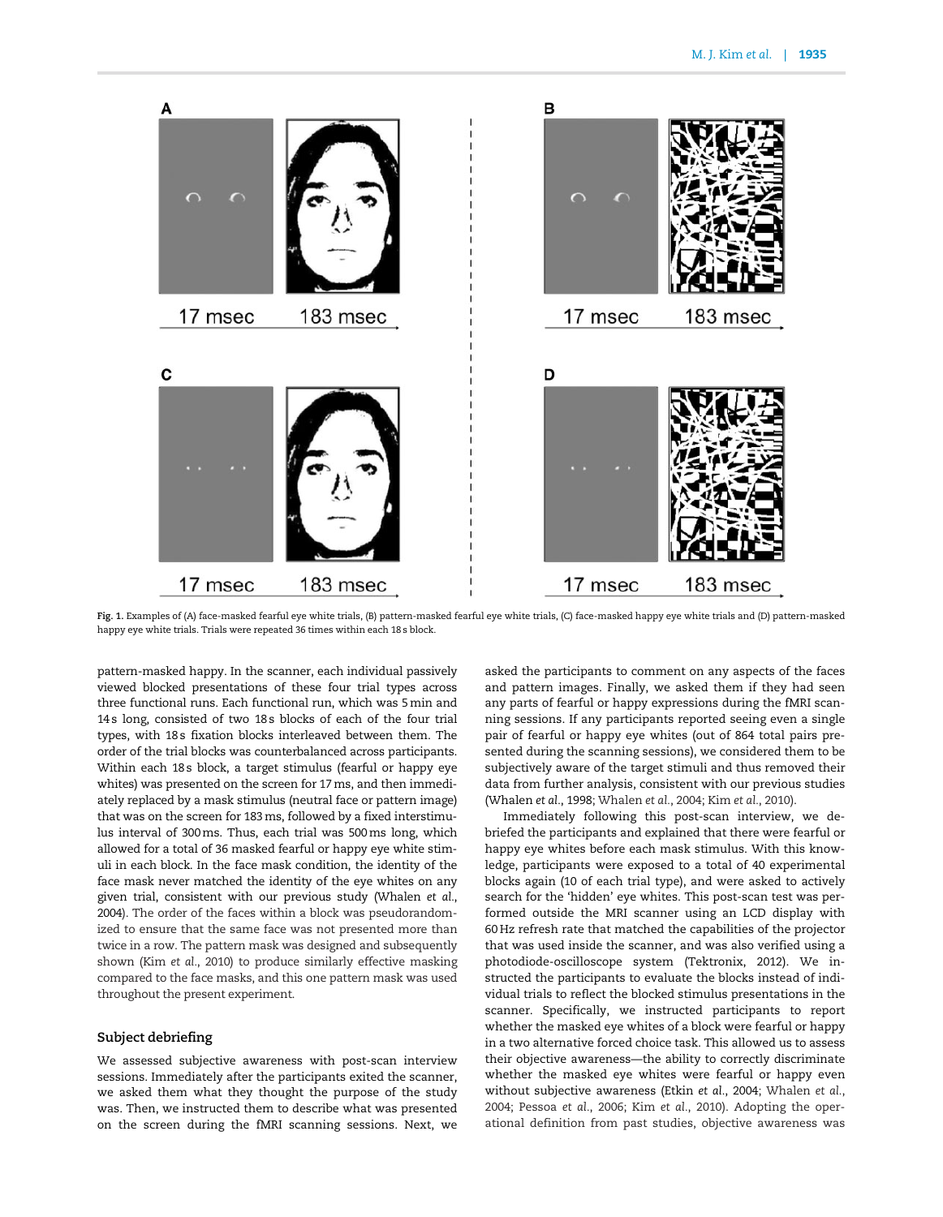A

17 msec 183 msec

B

17 msec 183 msec

C

17 msec 183 msec

D

17 msec 183 msec

**Fig. 1.** Examples of (A) face-masked fearful eye white trials, (B) pattern-masked fearful eye white trials, (C) face-masked happy eye white trials and (D) pattern-masked happy eye white trials. Trials were repeated 36 times within each 18 s block.

pattern-masked happy. In the scanner, each individual passively viewed blocked presentations of these four trial types across three functional runs. Each functional run, which was 5 min and 14 s long, consisted of two 18 s blocks of each of the four trial types, with 18 s fixation blocks interleaved between them. The order of the trial blocks was counterbalanced across participants. Within each 18 s block, a target stimulus (fearful or happy eye whites) was presented on the screen for 17 ms, and then immediately replaced by a mask stimulus (neutral face or pattern image) that was on the screen for 183 ms, followed by a fixed interstimulus interval of 300 ms. Thus, each trial was 500 ms long, which allowed for a total of 36 masked fearful or happy eye white stimuli in each block. In the face mask condition, the identity of the face mask never matched the identity of the eye whites on any given trial, consistent with our previous study (Whalen *et al.*, 2004). The order of the faces within a block was pseudorandomized to ensure that the same face was not presented more than twice in a row. The pattern mask was designed and subsequently shown (Kim *et al.*, 2010) to produce similarly effective masking compared to the face masks, and this one pattern mask was used throughout the present experiment.

### Subject debriefing

We assessed subjective awareness with post-scan interview sessions. Immediately after the participants exited the scanner, we asked them what they thought the purpose of the study was. Then, we instructed them to describe what was presented on the screen during the fMRI scanning sessions. Next, we asked the participants to comment on any aspects of the faces and pattern images. Finally, we asked them if they had seen any parts of fearful or happy expressions during the fMRI scanning sessions. If any participants reported seeing even a single pair of fearful or happy eye whites (out of 864 total pairs presented during the scanning sessions), we considered them to be subjectively aware of the target stimuli and thus removed their data from further analysis, consistent with our previous studies (Whalen *et al.*, 1998; Whalen *et al.*, 2004; Kim *et al.*, 2010).

Immediately following this post-scan interview, we debriefed the participants and explained that there were fearful or happy eye whites before each mask stimulus. With this knowledge, participants were exposed to a total of 40 experimental blocks again (10 of each trial type), and were asked to actively search for the 'hidden' eye whites. This post-scan test was performed outside the MRI scanner using an LCD display with 60 Hz refresh rate that matched the capabilities of the projector that was used inside the scanner, and was also verified using a photodiode-oscilloscope system (Tektronix, 2012). We instructed the participants to evaluate the blocks instead of individual trials to reflect the blocked stimulus presentations in the scanner. Specifically, we instructed participants to report whether the masked eye whites of a block were fearful or happy in a two alternative forced choice task. This allowed us to assess their objective awareness—the ability to correctly discriminate whether the masked eye whites were fearful or happy even without subjective awareness (Etkin *et al.*, 2004; Whalen *et al.*, 2004; Pessoa *et al.*, 2006; Kim *et al.*, 2010). Adopting the operational definition from past studies, objective awareness was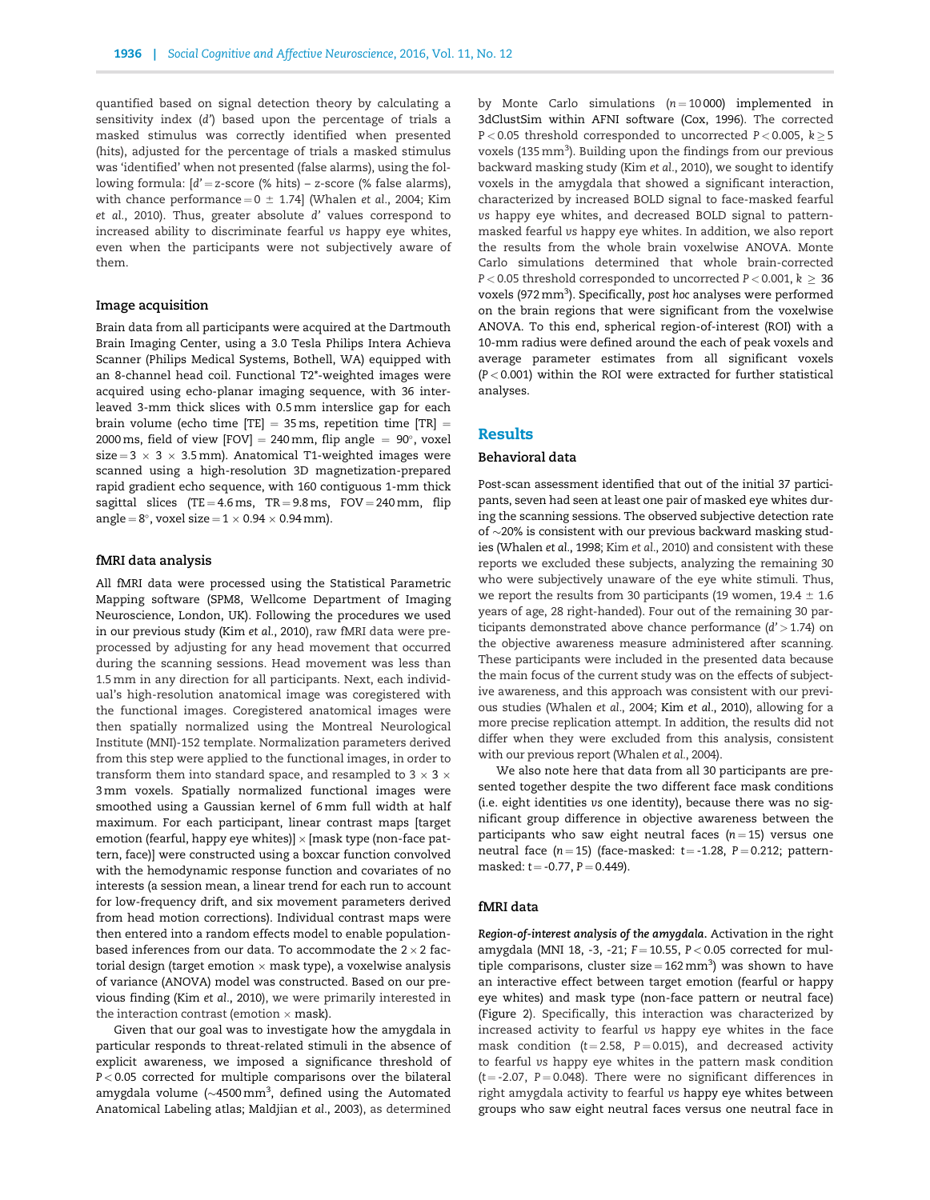quantified based on signal detection theory by calculating a sensitivity index (d′) based upon the percentage of trials a masked stimulus was correctly identified when presented (hits), adjusted for the percentage of trials a masked stimulus was 'identified' when not presented (false alarms), using the following formula: [$d' = z$-score (% hits) – $z$-score (% false alarms), with chance performance $= 0 \pm 1.74$] (Whalen *et al.*, 2004; Kim *et al.*, 2010). Thus, greater absolute d′ values correspond to increased ability to discriminate fearful *vs* happy eye whites, even when the participants were not subjectively aware of them.

### Image acquisition

Brain data from all participants were acquired at the Dartmouth Brain Imaging Center, using a 3.0 Tesla Philips Intera Achieva Scanner (Philips Medical Systems, Bothell, WA) equipped with an 8-channel head coil. Functional T2*-weighted images were acquired using echo-planar imaging sequence, with 36 interleaved 3-mm thick slices with 0.5 mm interslice gap for each brain volume (echo time [TE] = 35 ms, repetition time [TR] = 2000 ms, field of view [FOV] = 240 mm, flip angle = 90°, voxel size = 3 × 3 × 3.5 mm). Anatomical T1-weighted images were scanned using a high-resolution 3D magnetization-prepared rapid gradient echo sequence, with 160 contiguous 1-mm thick sagittal slices (TE = 4.6 ms, TR = 9.8 ms, FOV = 240 mm, flip angle = 8°, voxel size = 1 × 0.94 × 0.94 mm).

### fMRI data analysis

All fMRI data were processed using the Statistical Parametric Mapping software (SPM8, Wellcome Department of Imaging Neuroscience, London, UK). Following the procedures we used in our previous study (Kim *et al.*, 2010), raw fMRI data were preprocessed by adjusting for any head movement that occurred during the scanning sessions. Head movement was less than 1.5 mm in any direction for all participants. Next, each individual's high-resolution anatomical image was coregistered with the functional images. Coregistered anatomical images were then spatially normalized using the Montreal Neurological Institute (MNI)-152 template. Normalization parameters derived from this step were applied to the functional images, in order to transform them into standard space, and resampled to 3 × 3 × 3 mm voxels. Spatially normalized functional images were smoothed using a Gaussian kernel of 6 mm full width at half maximum. For each participant, linear contrast maps [target emotion (fearful, happy eye whites)] × [mask type (non-face pattern, face)] were constructed using a boxcar function convolved with the hemodynamic response function and covariates of no interests (a session mean, a linear trend for each run to account for low-frequency drift, and six movement parameters derived from head motion corrections). Individual contrast maps were then entered into a random effects model to enable population-based inferences from our data. To accommodate the 2 × 2 factorial design (target emotion × mask type), a voxelwise analysis of variance (ANOVA) model was constructed. Based on our previous finding (Kim *et al.*, 2010), we were primarily interested in the interaction contrast (emotion × mask).

Given that our goal was to investigate how the amygdala in particular responds to threat-related stimuli in the absence of explicit awareness, we imposed a significance threshold of $P < 0.05$ corrected for multiple comparisons over the bilateral amygdala volume (~4500 mm$^3$, defined using the Automated Anatomical Labeling atlas; Maldjian *et al.*, 2003), as determined by Monte Carlo simulations ($n = 10\,000$) implemented in 3dClustSim within AFNI software (Cox, 1996). The corrected $P < 0.05$ threshold corresponded to uncorrected $P < 0.005$, $k \geq 5$ voxels (135 mm$^3$). Building upon the findings from our previous backward masking study (Kim *et al.*, 2010), we sought to identify voxels in the amygdala that showed a significant interaction, characterized by increased BOLD signal to face-masked fearful *vs* happy eye whites, and decreased BOLD signal to pattern-masked fearful *vs* happy eye whites. In addition, we also report the results from the whole brain voxelwise ANOVA. Monte Carlo simulations determined that whole brain-corrected $P < 0.05$ threshold corresponded to uncorrected $P < 0.001$, $k \geq 36$ voxels (972 mm$^3$). Specifically, *post hoc* analyses were performed on the brain regions that were significant from the voxelwise ANOVA. To this end, spherical region-of-interest (ROI) with a 10-mm radius were defined around the each of peak voxels and average parameter estimates from all significant voxels ($P < 0.001$) within the ROI were extracted for further statistical analyses.

## Results

### Behavioral data

Post-scan assessment identified that out of the initial 37 participants, seven had seen at least one pair of masked eye whites during the scanning sessions. The observed subjective detection rate of ~20% is consistent with our previous backward masking studies (Whalen *et al.*, 1998; Kim *et al.*, 2010) and consistent with these reports we excluded these subjects, analyzing the remaining 30 who were subjectively unaware of the eye white stimuli. Thus, we report the results from 30 participants (19 women, 19.4 ± 1.6 years of age, 28 right-handed). Four out of the remaining 30 participants demonstrated above chance performance ($d' > 1.74$) on the objective awareness measure administered after scanning. These participants were included in the presented data because the main focus of the current study was on the effects of subjective awareness, and this approach was consistent with our previous studies (Whalen *et al.*, 2004; Kim *et al.*, 2010), allowing for a more precise replication attempt. In addition, the results did not differ when they were excluded from this analysis, consistent with our previous report (Whalen *et al.*, 2004).

We also note here that data from all 30 participants are presented together despite the two different face mask conditions (i.e. eight identities *vs* one identity), because there was no significant group difference in objective awareness between the participants who saw eight neutral faces ($n = 15$) versus one neutral face ($n = 15$) (face-masked: $t = -1.28$, $P = 0.212$; pattern-masked: $t = -0.77$, $P = 0.449$).

### fMRI data

***Region-of-interest analysis of the amygdala.*** Activation in the right amygdala (MNI 18, -3, -21; $F = 10.55$, $P < 0.05$ corrected for multiple comparisons, cluster size = 162 mm$^3$) was shown to have an interactive effect between target emotion (fearful or happy eye whites) and mask type (non-face pattern or neutral face) (Figure 2). Specifically, this interaction was characterized by increased activity to fearful *vs* happy eye whites in the face mask condition ($t = 2.58$, $P = 0.015$), and decreased activity to fearful *vs* happy eye whites in the pattern mask condition ($t = -2.07$, $P = 0.048$). There were no significant differences in right amygdala activity to fearful *vs* happy eye whites between groups who saw eight neutral faces versus one neutral face in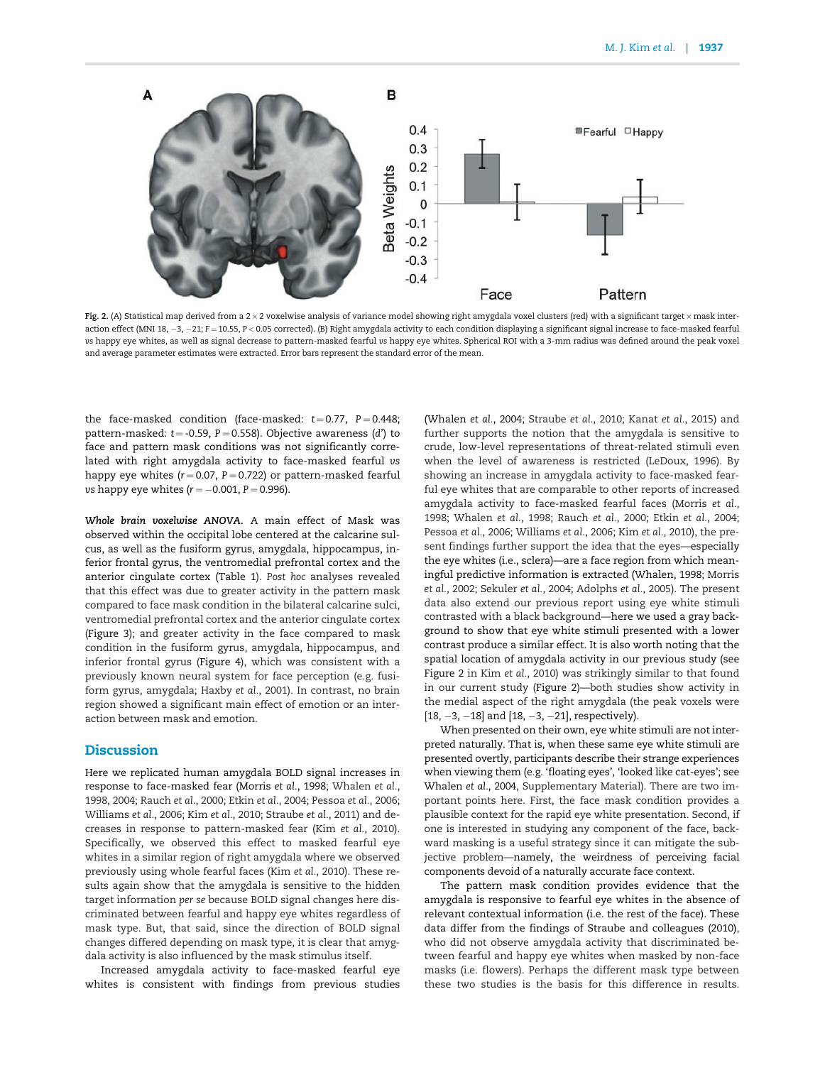Fig. 2. (A) Statistical map derived from a 2 × 2 voxelwise analysis of variance model showing right amygdala voxel clusters (red) with a significant target × mask interaction effect (MNI 18, −3, −21; $F = 10.55$, $P < 0.05$ corrected). (B) Right amygdala activity to each condition displaying a significant signal increase to face-masked fearful *vs* happy eye whites, as well as signal decrease to pattern-masked fearful *vs* happy eye whites. Spherical ROI with a 3-mm radius was defined around the peak voxel and average parameter estimates were extracted. Error bars represent the standard error of the mean.

the face-masked condition (face-masked: $t = 0.77$, $P = 0.448$; pattern-masked: $t = -0.59$, $P = 0.558$). Objective awareness ($d'$) to face and pattern mask conditions was not significantly correlated with right amygdala activity to face-masked fearful *vs* happy eye whites ($r = 0.07$, $P = 0.722$) or pattern-masked fearful *vs* happy eye whites ($r = -0.001$, $P = 0.996$).

***Whole brain voxelwise ANOVA.*** A main effect of Mask was observed within the occipital lobe centered at the calcarine sulcus, as well as the fusiform gyrus, amygdala, hippocampus, inferior frontal gyrus, the ventromedial prefrontal cortex and the anterior cingulate cortex (Table 1). *Post hoc* analyses revealed that this effect was due to greater activity in the pattern mask compared to face mask condition in the bilateral calcarine sulci, ventromedial prefrontal cortex and the anterior cingulate cortex (Figure 3); and greater activity in the face compared to mask condition in the fusiform gyrus, amygdala, hippocampus, and inferior frontal gyrus (Figure 4), which was consistent with a previously known neural system for face perception (e.g. fusiform gyrus, amygdala; Haxby *et al.*, 2001). In contrast, no brain region showed a significant main effect of emotion or an interaction between mask and emotion.

## Discussion

Here we replicated human amygdala BOLD signal increases in response to face-masked fear (Morris *et al.*, 1998; Whalen *et al.*, 1998, 2004; Rauch *et al.*, 2000; Etkin *et al.*, 2004; Pessoa *et al.*, 2006; Williams *et al.*, 2006; Kim *et al.*, 2010; Straube *et al.*, 2011) and decreases in response to pattern-masked fear (Kim *et al.*, 2010). Specifically, we observed this effect to masked fearful eye whites in a similar region of right amygdala where we observed previously using whole fearful faces (Kim *et al.*, 2010). These results again show that the amygdala is sensitive to the hidden target information *per se* because BOLD signal changes here discriminated between fearful and happy eye whites regardless of mask type. But, that said, since the direction of BOLD signal changes differed depending on mask type, it is clear that amygdala activity is also influenced by the mask stimulus itself.

Increased amygdala activity to face-masked fearful eye whites is consistent with findings from previous studies (Whalen *et al.*, 2004; Straube *et al.*, 2010; Kanat *et al.*, 2015) and further supports the notion that the amygdala is sensitive to crude, low-level representations of threat-related stimuli even when the level of awareness is restricted (LeDoux, 1996). By showing an increase in amygdala activity to face-masked fearful eye whites that are comparable to other reports of increased amygdala activity to face-masked fearful faces (Morris *et al.*, 1998; Whalen *et al.*, 1998; Rauch *et al.*, 2000; Etkin *et al.*, 2004; Pessoa *et al.*, 2006; Williams *et al.*, 2006; Kim *et al.*, 2010), the present findings further support the idea that the eyes—especially the eye whites (i.e., sclera)—are a face region from which meaningful predictive information is extracted (Whalen, 1998; Morris *et al.*, 2002; Sekuler *et al.*, 2004; Adolphs *et al.*, 2005). The present data also extend our previous report using eye white stimuli contrasted with a black background—here we used a gray background to show that eye white stimuli presented with a lower contrast produce a similar effect. It is also worth noting that the spatial location of amygdala activity in our previous study (see Figure 2 in Kim *et al.*, 2010) was strikingly similar to that found in our current study (Figure 2)—both studies show activity in the medial aspect of the right amygdala (the peak voxels were [18, −3, −18] and [18, −3, −21], respectively).

When presented on their own, eye white stimuli are not interpreted naturally. That is, when these same eye white stimuli are presented overtly, participants describe their strange experiences when viewing them (e.g. 'floating eyes', 'looked like cat-eyes'; see Whalen *et al.*, 2004, Supplementary Material). There are two important points here. First, the face mask condition provides a plausible context for the rapid eye white presentation. Second, if one is interested in studying any component of the face, backward masking is a useful strategy since it can mitigate the subjective problem—namely, the weirdness of perceiving facial components devoid of a naturally accurate face context.

The pattern mask condition provides evidence that the amygdala is responsive to fearful eye whites in the absence of relevant contextual information (i.e. the rest of the face). These data differ from the findings of Straube and colleagues (2010), who did not observe amygdala activity that discriminated between fearful and happy eye whites when masked by non-face masks (i.e. flowers). Perhaps the different mask type between these two studies is the basis for this difference in results.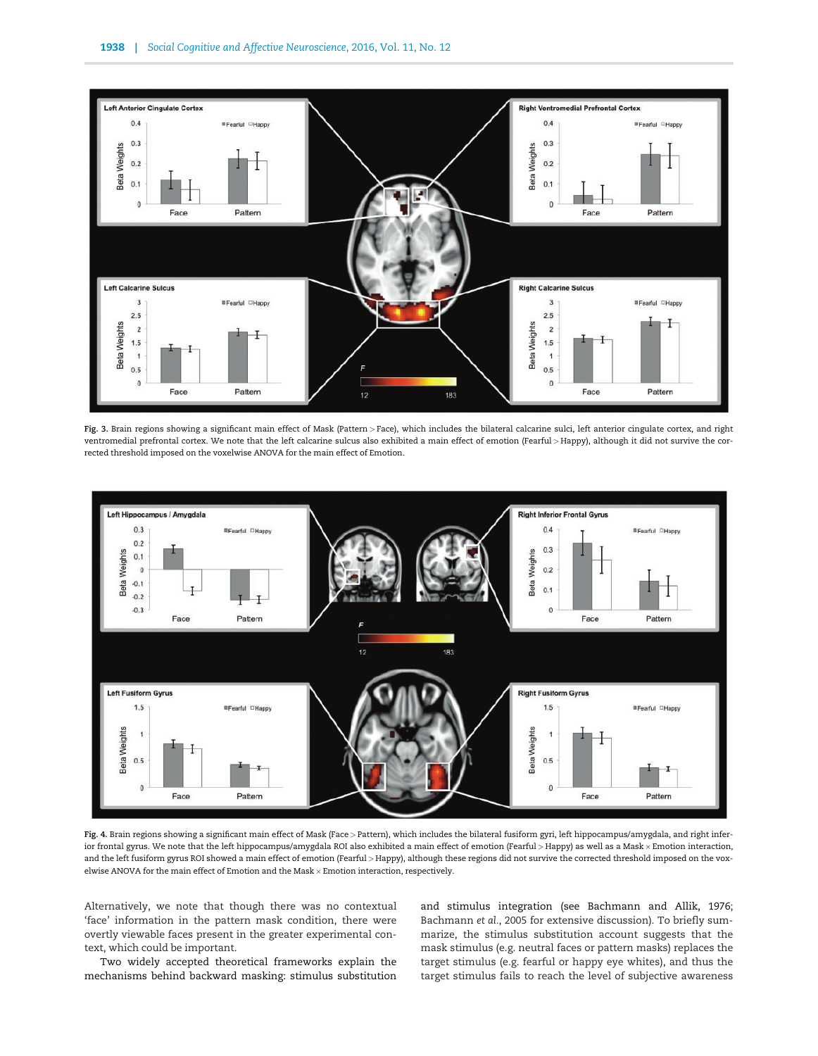Fig. 3. Brain regions showing a significant main effect of Mask (Pattern > Face), which includes the bilateral calcarine sulci, left anterior cingulate cortex, and right ventromedial prefrontal cortex. We note that the left calcarine sulcus also exhibited a main effect of emotion (Fearful > Happy), although it did not survive the corrected threshold imposed on the voxelwise ANOVA for the main effect of Emotion.

Fig. 4. Brain regions showing a significant main effect of Mask (Face > Pattern), which includes the bilateral fusiform gyri, left hippocampus/amygdala, and right inferior frontal gyrus. We note that the left hippocampus/amygdala ROI also exhibited a main effect of emotion (Fearful > Happy) as well as a Mask × Emotion interaction, and the left fusiform gyrus ROI showed a main effect of emotion (Fearful > Happy), although these regions did not survive the corrected threshold imposed on the voxelwise ANOVA for the main effect of Emotion and the Mask × Emotion interaction, respectively.

Alternatively, we note that though there was no contextual 'face' information in the pattern mask condition, there were overtly viewable faces present in the greater experimental context, which could be important.

Two widely accepted theoretical frameworks explain the mechanisms behind backward masking: stimulus substitution and stimulus integration (see Bachmann and Allik, 1976; Bachmann *et al.*, 2005 for extensive discussion). To briefly summarize, the stimulus substitution account suggests that the mask stimulus (e.g. neutral faces or pattern masks) replaces the target stimulus (e.g. fearful or happy eye whites), and thus the target stimulus fails to reach the level of subjective awareness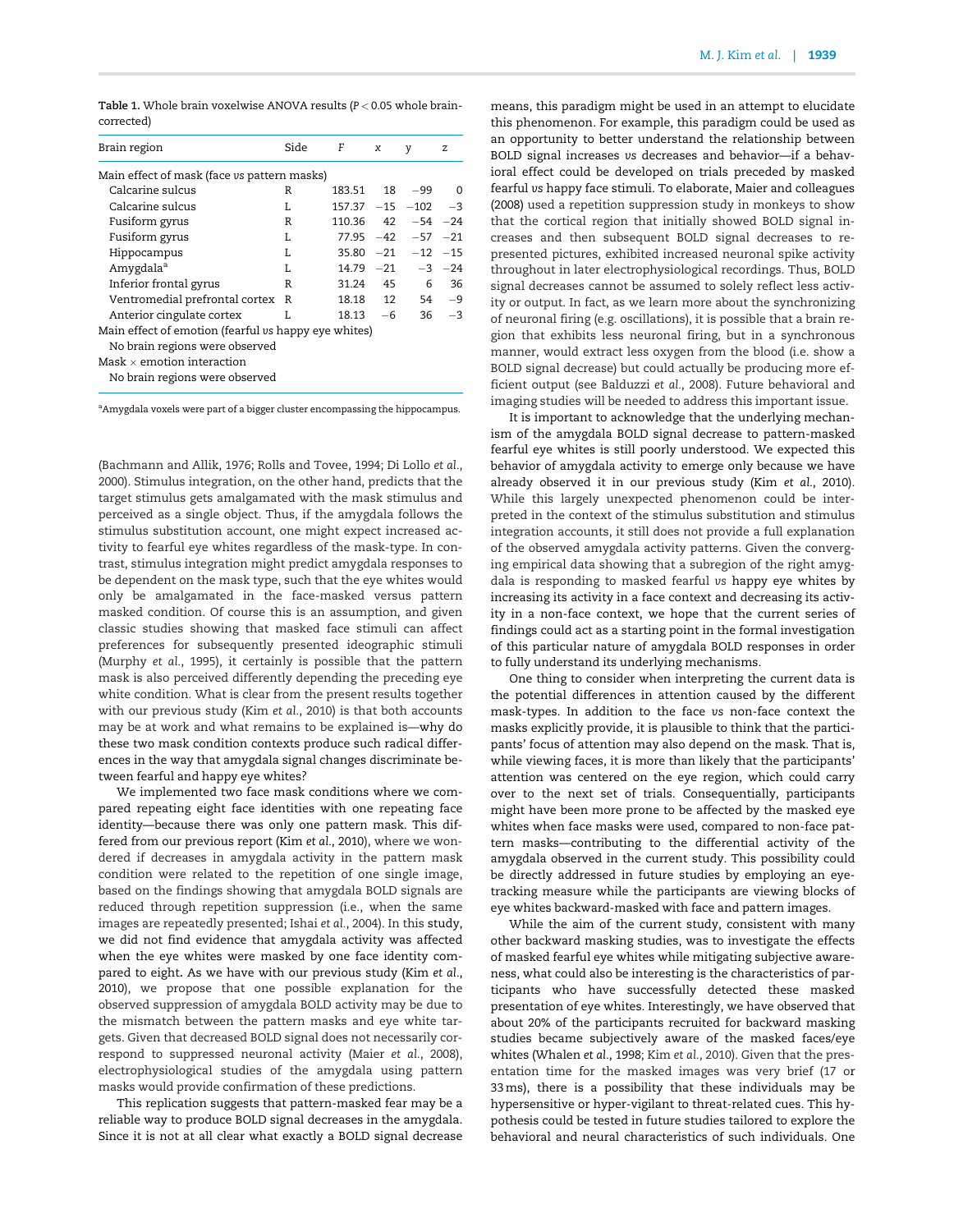**Table 1.** Whole brain voxelwise ANOVA results ($P < 0.05$ whole brain-corrected)

| Brain region | Side | F | x | y | z |
|---|---|---|---|---|---|
| Main effect of mask (face *vs* pattern masks) | | | | | |
| Calcarine sulcus | R | 183.51 | 18 | −99 | 0 |
| Calcarine sulcus | L | 157.37 | −15 | −102 | −3 |
| Fusiform gyrus | R | 110.36 | 42 | −54 | −24 |
| Fusiform gyrus | L | 77.95 | −42 | −57 | −21 |
| Hippocampus | L | 35.80 | −21 | −12 | −15 |
| Amygdala[a] | L | 14.79 | −21 | −3 | −24 |
| Inferior frontal gyrus | R | 31.24 | 45 | 6 | 36 |
| Ventromedial prefrontal cortex | R | 18.18 | 12 | 54 | −9 |
| Anterior cingulate cortex | L | 18.13 | −6 | 36 | −3 |
| Main effect of emotion (fearful *vs* happy eye whites) | | | | | |
| No brain regions were observed | | | | | |
| Mask × emotion interaction | | | | | |
| No brain regions were observed | | | | | |

[a]Amygdala voxels were part of a bigger cluster encompassing the hippocampus.

(Bachmann and Allik, 1976; Rolls and Tovee, 1994; Di Lollo *et al.*, 2000). Stimulus integration, on the other hand, predicts that the target stimulus gets amalgamated with the mask stimulus and perceived as a single object. Thus, if the amygdala follows the stimulus substitution account, one might expect increased activity to fearful eye whites regardless of the mask-type. In contrast, stimulus integration might predict amygdala responses to be dependent on the mask type, such that the eye whites would only be amalgamated in the face-masked versus pattern masked condition. Of course this is an assumption, and given classic studies showing that masked face stimuli can affect preferences for subsequently presented ideographic stimuli (Murphy *et al.*, 1995), it certainly is possible that the pattern mask is also perceived differently depending the preceding eye white condition. What is clear from the present results together with our previous study (Kim *et al.*, 2010) is that both accounts may be at work and what remains to be explained is—why do these two mask condition contexts produce such radical differences in the way that amygdala signal changes discriminate between fearful and happy eye whites?

We implemented two face mask conditions where we compared repeating eight face identities with one repeating face identity—because there was only one pattern mask. This differed from our previous report (Kim *et al.*, 2010), where we wondered if decreases in amygdala activity in the pattern mask condition were related to the repetition of one single image, based on the findings showing that amygdala BOLD signals are reduced through repetition suppression (i.e., when the same images are repeatedly presented; Ishai *et al.*, 2004). In this study, we did not find evidence that amygdala activity was affected when the eye whites were masked by one face identity compared to eight. As we have with our previous study (Kim *et al.*, 2010), we propose that one possible explanation for the observed suppression of amygdala BOLD activity may be due to the mismatch between the pattern masks and eye white targets. Given that decreased BOLD signal does not necessarily correspond to suppressed neuronal activity (Maier *et al.*, 2008), electrophysiological studies of the amygdala using pattern masks would provide confirmation of these predictions.

This replication suggests that pattern-masked fear may be a reliable way to produce BOLD signal decreases in the amygdala. Since it is not at all clear what exactly a BOLD signal decrease means, this paradigm might be used in an attempt to elucidate this phenomenon. For example, this paradigm could be used as an opportunity to better understand the relationship between BOLD signal increases *vs* decreases and behavior—if a behavioral effect could be developed on trials preceded by masked fearful *vs* happy face stimuli. To elaborate, Maier and colleagues (2008) used a repetition suppression study in monkeys to show that the cortical region that initially showed BOLD signal increases and then subsequent BOLD signal decreases to represented pictures, exhibited increased neuronal spike activity throughout in later electrophysiological recordings. Thus, BOLD signal decreases cannot be assumed to solely reflect less activity or output. In fact, as we learn more about the synchronizing of neuronal firing (e.g. oscillations), it is possible that a brain region that exhibits less neuronal firing, but in a synchronous manner, would extract less oxygen from the blood (i.e. show a BOLD signal decrease) but could actually be producing more efficient output (see Balduzzi *et al.*, 2008). Future behavioral and imaging studies will be needed to address this important issue.

It is important to acknowledge that the underlying mechanism of the amygdala BOLD signal decrease to pattern-masked fearful eye whites is still poorly understood. We expected this behavior of amygdala activity to emerge only because we have already observed it in our previous study (Kim *et al.*, 2010). While this largely unexpected phenomenon could be interpreted in the context of the stimulus substitution and stimulus integration accounts, it still does not provide a full explanation of the observed amygdala activity patterns. Given the converging empirical data showing that a subregion of the right amygdala is responding to masked fearful *vs* happy eye whites by increasing its activity in a face context and decreasing its activity in a non-face context, we hope that the current series of findings could act as a starting point in the formal investigation of this particular nature of amygdala BOLD responses in order to fully understand its underlying mechanisms.

One thing to consider when interpreting the current data is the potential differences in attention caused by the different mask-types. In addition to the face *vs* non-face context the masks explicitly provide, it is plausible to think that the participants' focus of attention may also depend on the mask. That is, while viewing faces, it is more than likely that the participants' attention was centered on the eye region, which could carry over to the next set of trials. Consequentially, participants might have been more prone to be affected by the masked eye whites when face masks were used, compared to non-face pattern masks—contributing to the differential activity of the amygdala observed in the current study. This possibility could be directly addressed in future studies by employing an eye-tracking measure while the participants are viewing blocks of eye whites backward-masked with face and pattern images.

While the aim of the current study, consistent with many other backward masking studies, was to investigate the effects of masked fearful eye whites while mitigating subjective awareness, what could also be interesting is the characteristics of participants who have successfully detected these masked presentation of eye whites. Interestingly, we have observed that about 20% of the participants recruited for backward masking studies became subjectively aware of the masked faces/eye whites (Whalen *et al.*, 1998; Kim *et al.*, 2010). Given that the presentation time for the masked images was very brief (17 or 33 ms), there is a possibility that these individuals may be hypersensitive or hyper-vigilant to threat-related cues. This hypothesis could be tested in future studies tailored to explore the behavioral and neural characteristics of such individuals. One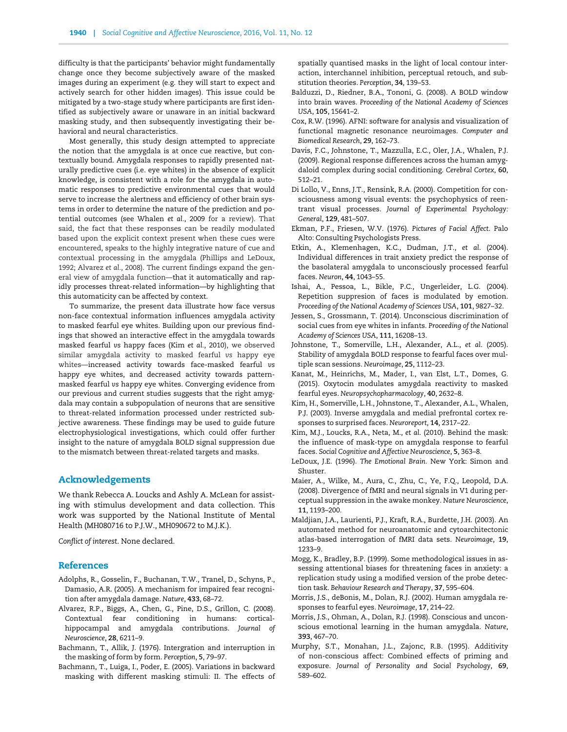difficulty is that the participants' behavior might fundamentally change once they become subjectively aware of the masked images during an experiment (e.g. they will start to expect and actively search for other hidden images). This issue could be mitigated by a two-stage study where participants are first identified as subjectively aware or unaware in an initial backward masking study, and then subsequently investigating their behavioral and neural characteristics.

Most generally, this study design attempted to appreciate the notion that the amygdala is at once cue reactive, but contextually bound. Amygdala responses to rapidly presented naturally predictive cues (i.e. eye whites) in the absence of explicit knowledge, is consistent with a role for the amygdala in automatic responses to predictive environmental cues that would serve to increase the alertness and efficiency of other brain systems in order to determine the nature of the prediction and potential outcomes (see Whalen *et al.*, 2009 for a review). That said, the fact that these responses can be readily modulated based upon the explicit context present when these cues were encountered, speaks to the highly integrative nature of cue and contextual processing in the amygdala (Phillips and LeDoux, 1992; Alvarez *et al.*, 2008). The current findings expand the general view of amygdala function—that it automatically and rapidly processes threat-related information—by highlighting that this automaticity can be affected by context.

To summarize, the present data illustrate how face versus non-face contextual information influences amygdala activity to masked fearful eye whites. Building upon our previous findings that showed an interactive effect in the amygdala towards masked fearful *vs* happy faces (Kim *et al.*, 2010), we observed similar amygdala activity to masked fearful *vs* happy eye whites—increased activity towards face-masked fearful *vs* happy eye whites, and decreased activity towards pattern-masked fearful *vs* happy eye whites. Converging evidence from our previous and current studies suggests that the right amygdala may contain a subpopulation of neurons that are sensitive to threat-related information processed under restricted subjective awareness. These findings may be used to guide future electrophysiological investigations, which could offer further insight to the nature of amygdala BOLD signal suppression due to the mismatch between threat-related targets and masks.

## Acknowledgements

We thank Rebecca A. Loucks and Ashly A. McLean for assisting with stimulus development and data collection. This work was supported by the National Institute of Mental Health (MH080716 to P.J.W., MH090672 to M.J.K.).

*Conflict of interest*. None declared.

## References

Adolphs, R., Gosselin, F., Buchanan, T.W., Tranel, D., Schyns, P., Damasio, A.R. (2005). A mechanism for impaired fear recognition after amygdala damage. *Nature*, **433**, 68–72.

Alvarez, R.P., Biggs, A., Chen, G., Pine, D.S., Grillon, C. (2008). Contextual fear conditioning in humans: cortical-hippocampal and amygdala contributions. *Journal of Neuroscience*, **28**, 6211–9.

Bachmann, T., Allik, J. (1976). Intergration and interruption in the masking of form by form. *Perception*, **5**, 79–97.

Bachmann, T., Luiga, I., Poder, E. (2005). Variations in backward masking with different masking stimuli: II. The effects of spatially quantised masks in the light of local contour interaction, interchannel inhibition, perceptual retouch, and substitution theories. *Perception*, **34**, 139–53.

Balduzzi, D., Riedner, B.A., Tononi, G. (2008). A BOLD window into brain waves. *Proceeding of the National Academy of Sciences USA*, **105**, 15641–2.

Cox, R.W. (1996). AFNI: software for analysis and visualization of functional magnetic resonance neuroimages. *Computer and Biomedical Research*, **29**, 162–73.

Davis, F.C., Johnstone, T., Mazzulla, E.C., Oler, J.A., Whalen, P.J. (2009). Regional response differences across the human amygdaloid complex during social conditioning. *Cerebral Cortex*, **60**, 512–21.

Di Lollo, V., Enns, J.T., Rensink, R.A. (2000). Competition for consciousness among visual events: the psychophysics of reentrant visual processes. *Journal of Experimental Psychology: General*, **129**, 481–507.

Ekman, P.F., Friesen, W.V. (1976). *Pictures of Facial Affect*. Palo Alto: Consulting Psychologists Press.

Etkin, A., Klemenhagen, K.C., Dudman, J.T., *et al.* (2004). Individual differences in trait anxiety predict the response of the basolateral amygdala to unconsciously processed fearful faces. *Neuron*, **44**, 1043–55.

Ishai, A., Pessoa, L., Bikle, P.C., Ungerleider, L.G. (2004). Repetition suppresion of faces is modulated by emotion. *Proceeding of the National Academy of Sciences USA*, **101**, 9827–32.

Jessen, S., Grossmann, T. (2014). Unconscious discrimination of social cues from eye whites in infants. *Proceeding of the National Academy of Sciences USA*, **111**, 16208–13.

Johnstone, T., Somerville, L.H., Alexander, A.L., *et al.* (2005). Stability of amygdala BOLD response to fearful faces over multiple scan sessions. *Neuroimage*, **25**, 1112–23.

Kanat, M., Heinrichs, M., Mader, I., van Elst, L.T., Domes, G. (2015). Oxytocin modulates amygdala reactivity to masked fearful eyes. *Neuropsychopharmacology*, **40**, 2632–8.

Kim, H., Somerville, L.H., Johnstone, T., Alexander, A.L., Whalen, P.J. (2003). Inverse amygdala and medial prefrontal cortex responses to surprised faces. *Neuroreport*, **14**, 2317–22.

Kim, M.J., Loucks, R.A., Neta, M., *et al.* (2010). Behind the mask: the influence of mask-type on amygdala response to fearful faces. *Social Cognitive and Affective Neuroscience*, **5**, 363–8.

LeDoux, J.E. (1996). *The Emotional Brain*. New York: Simon and Shuster.

Maier, A., Wilke, M., Aura, C., Zhu, C., Ye, F.Q., Leopold, D.A. (2008). Divergence of fMRI and neural signals in V1 during perceptual suppression in the awake monkey. *Nature Neuroscience*, **11**, 1193–200.

Maldjian, J.A., Laurienti, P.J., Kraft, R.A., Burdette, J.H. (2003). An automated method for neuroanatomic and cytoarchitectonic atlas-based interrogation of fMRI data sets. *Neuroimage*, **19**, 1233–9.

Mogg, K., Bradley, B.P. (1999). Some methodological issues in assessing attentional biases for threatening faces in anxiety: a replication study using a modified version of the probe detection task. *Behaviour Research and Therapy*, **37**, 595–604.

Morris, J.S., deBonis, M., Dolan, R.J. (2002). Human amygdala responses to fearful eyes. *Neuroimage*, **17**, 214–22.

Morris, J.S., Ohman, A., Dolan, R.J. (1998). Conscious and unconscious emotional learning in the human amygdala. *Nature*, **393**, 467–70.

Murphy, S.T., Monahan, J.L., Zajonc, R.B. (1995). Additivity of non-conscious affect: Combined effects of priming and exposure. *Journal of Personality and Social Psychology*, **69**, 589–602.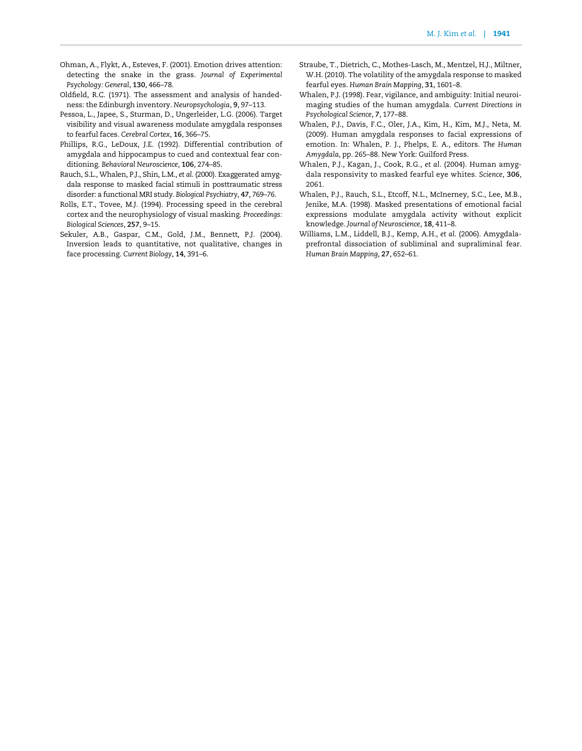Ohman, A., Flykt, A., Esteves, F. (2001). Emotion drives attention: detecting the snake in the grass. *Journal of Experimental Psychology: General*, **130**, 466–78.

Oldfield, R.C. (1971). The assessment and analysis of handedness: the Edinburgh inventory. *Neuropsychologia*, **9**, 97–113.

Pessoa, L., Japee, S., Sturman, D., Ungerleider, L.G. (2006). Target visibility and visual awareness modulate amygdala responses to fearful faces. *Cerebral Cortex*, **16**, 366–75.

Phillips, R.G., LeDoux, J.E. (1992). Differential contribution of amygdala and hippocampus to cued and contextual fear conditioning. *Behavioral Neuroscience*, **106**, 274–85.

Rauch, S.L., Whalen, P.J., Shin, L.M., *et al.* (2000). Exaggerated amygdala response to masked facial stimuli in posttraumatic stress disorder: a functional MRI study. *Biological Psychiatry*, **47**, 769–76.

Rolls, E.T., Tovee, M.J. (1994). Processing speed in the cerebral cortex and the neurophysiology of visual masking. *Proceedings: Biological Sciences*, **257**, 9–15.

Sekuler, A.B., Gaspar, C.M., Gold, J.M., Bennett, P.J. (2004). Inversion leads to quantitative, not qualitative, changes in face processing. *Current Biology*, **14**, 391–6.

Straube, T., Dietrich, C., Mothes-Lasch, M., Mentzel, H.J., Miltner, W.H. (2010). The volatility of the amygdala response to masked fearful eyes. *Human Brain Mapping*, **31**, 1601–8.

Whalen, P.J. (1998). Fear, vigilance, and ambiguity: Initial neuroimaging studies of the human amygdala. *Current Directions in Psychological Science*, **7**, 177–88.

Whalen, P.J., Davis, F.C., Oler, J.A., Kim, H., Kim, M.J., Neta, M. (2009). Human amygdala responses to facial expressions of emotion. In: Whalen, P. J., Phelps, E. A., editors. *The Human Amygdala*, pp. 265–88. New York: Guilford Press.

Whalen, P.J., Kagan, J., Cook, R.G., *et al*. (2004). Human amygdala responsivity to masked fearful eye whites. *Science*, **306**, 2061.

Whalen, P.J., Rauch, S.L., Etcoff, N.L., McInerney, S.C., Lee, M.B., Jenike, M.A. (1998). Masked presentations of emotional facial expressions modulate amygdala activity without explicit knowledge. *Journal of Neuroscience*, **18**, 411–8.

Williams, L.M., Liddell, B.J., Kemp, A.H., *et al.* (2006). Amygdala-prefrontal dissociation of subliminal and supraliminal fear. *Human Brain Mapping*, **27**, 652–61.